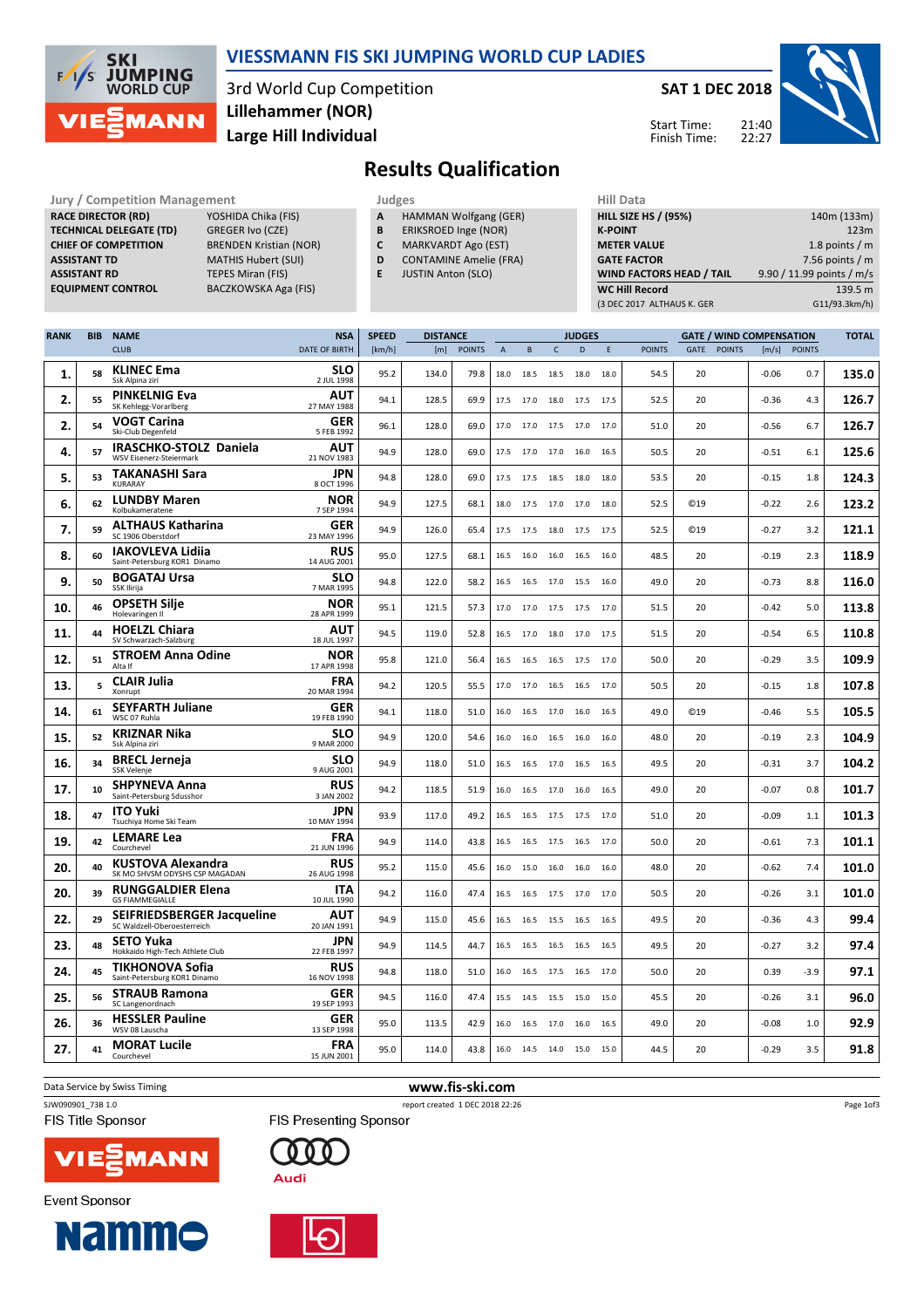# VIESSMANN FIS SKI JUMPING WORLD CUP LADIES

3rd World Cup Competition
Lillehammer (NOR)
Large Hill Individual

SAT 1 DEC 2018

Start Time: 21:40
Finish Time: 22:27

## Results Qualification

| Jury / Competition Management | |
|---|---|
| RACE DIRECTOR (RD) | YOSHIDA Chika (FIS) |
| TECHNICAL DELEGATE (TD) | GREGER Ivo (CZE) |
| CHIEF OF COMPETITION | BRENDEN Kristian (NOR) |
| ASSISTANT TD | MATHIS Hubert (SUI) |
| ASSISTANT RD | TEPES Miran (FIS) |
| EQUIPMENT CONTROL | BACZKOWSKA Aga (FIS) |

| Judges | |
|---|---|
| A | HAMMAN Wolfgang (GER) |
| B | ERIKSROED Inge (NOR) |
| C | MARKVARDT Ago (EST) |
| D | CONTAMINE Amelie (FRA) |
| E | JUSTIN Anton (SLO) |

| Hill Data | |
|---|---|
| HILL SIZE HS / (95%) | 140m (133m) |
| K-POINT | 123m |
| METER VALUE | 1.8 points / m |
| GATE FACTOR | 7.56 points / m |
| WIND FACTORS HEAD / TAIL | 9.90 / 11.99 points / m/s |
| WC Hill Record | 139.5 m |
| (3 DEC 2017 ALTHAUS K. GER | G11/93.3km/h) |

| RANK | BIB | NAME / CLUB | NSA / DATE OF BIRTH | SPEED [km/h] | DISTANCE [m] | DISTANCE POINTS | A | B | C | D | E | JUDGES POINTS | GATE | GATE POINTS | WIND [m/s] | WIND POINTS | TOTAL |
|---|---|---|---|---|---|---|---|---|---|---|---|---|---|---|---|---|---|
| 1. | 58 | KLINEC Ema<br>Ssk Alpina ziri | SLO<br>2 JUL 1998 | 95.2 | 134.0 | 79.8 | 18.0 | 18.5 | 18.5 | 18.0 | 18.0 | 54.5 | 20 | | -0.06 | 0.7 | 135.0 |
| 2. | 55 | PINKELNIG Eva<br>SK Kehlegg-Vorarlberg | AUT<br>27 MAY 1988 | 94.1 | 128.5 | 69.9 | 17.5 | 17.0 | 18.0 | 17.5 | 17.5 | 52.5 | 20 | | -0.36 | 4.3 | 126.7 |
| 2. | 54 | VOGT Carina<br>Ski-Club Degenfeld | GER<br>5 FEB 1992 | 96.1 | 128.0 | 69.0 | 17.0 | 17.0 | 17.5 | 17.0 | 17.0 | 51.0 | 20 | | -0.56 | 6.7 | 126.7 |
| 4. | 57 | IRASCHKO-STOLZ Daniela<br>WSV Eisenerz-Steiermark | AUT<br>21 NOV 1983 | 94.9 | 128.0 | 69.0 | 17.5 | 17.0 | 17.0 | 16.0 | 16.5 | 50.5 | 20 | | -0.51 | 6.1 | 125.6 |
| 5. | 53 | TAKANASHI Sara<br>KURARAY | JPN<br>8 OCT 1996 | 94.8 | 128.0 | 69.0 | 17.5 | 17.5 | 18.5 | 18.0 | 18.0 | 53.5 | 20 | | -0.15 | 1.8 | 124.3 |
| 6. | 62 | LUNDBY Maren<br>Kolbukameratene | NOR<br>7 SEP 1994 | 94.9 | 127.5 | 68.1 | 18.0 | 17.5 | 17.0 | 17.0 | 18.0 | 52.5 | ©19 | | -0.22 | 2.6 | 123.2 |
| 7. | 59 | ALTHAUS Katharina<br>SC 1906 Oberstdorf | GER<br>23 MAY 1996 | 94.9 | 126.0 | 65.4 | 17.5 | 17.5 | 18.0 | 17.5 | 17.5 | 52.5 | ©19 | | -0.27 | 3.2 | 121.1 |
| 8. | 60 | IAKOVLEVA Lidiia<br>Saint-Petersburg KOR1 Dinamo | RUS<br>14 AUG 2001 | 95.0 | 127.5 | 68.1 | 16.5 | 16.0 | 16.0 | 16.5 | 16.0 | 48.5 | 20 | | -0.19 | 2.3 | 118.9 |
| 9. | 50 | BOGATAJ Ursa<br>SSK Ilirija | SLO<br>7 MAR 1995 | 94.8 | 122.0 | 58.2 | 16.5 | 16.5 | 17.0 | 15.5 | 16.0 | 49.0 | 20 | | -0.73 | 8.8 | 116.0 |
| 10. | 46 | OPSETH Silje<br>Holevaringen Il | NOR<br>28 APR 1999 | 95.1 | 121.5 | 57.3 | 17.0 | 17.0 | 17.5 | 17.5 | 17.0 | 51.5 | 20 | | -0.42 | 5.0 | 113.8 |
| 11. | 44 | HOELZL Chiara<br>SV Schwarzach-Salzburg | AUT<br>18 JUL 1997 | 94.5 | 119.0 | 52.8 | 16.5 | 17.0 | 18.0 | 17.0 | 17.5 | 51.5 | 20 | | -0.54 | 6.5 | 110.8 |
| 12. | 51 | STROEM Anna Odine<br>Alta If | NOR<br>17 APR 1998 | 95.8 | 121.0 | 56.4 | 16.5 | 16.5 | 16.5 | 17.5 | 17.0 | 50.0 | 20 | | -0.29 | 3.5 | 109.9 |
| 13. | 5 | CLAIR Julia<br>Xonrupt | FRA<br>20 MAR 1994 | 94.2 | 120.5 | 55.5 | 17.0 | 17.0 | 16.5 | 16.5 | 17.0 | 50.5 | 20 | | -0.15 | 1.8 | 107.8 |
| 14. | 61 | SEYFARTH Juliane<br>WSC 07 Ruhla | GER<br>19 FEB 1990 | 94.1 | 118.0 | 51.0 | 16.0 | 16.5 | 17.0 | 16.0 | 16.5 | 49.0 | ©19 | | -0.46 | 5.5 | 105.5 |
| 15. | 52 | KRIZNAR Nika<br>Ssk Alpina ziri | SLO<br>9 MAR 2000 | 94.9 | 120.0 | 54.6 | 16.0 | 16.0 | 16.5 | 16.0 | 16.0 | 48.0 | 20 | | -0.19 | 2.3 | 104.9 |
| 16. | 34 | BRECL Jerneja<br>SSK Velenje | SLO<br>9 AUG 2001 | 94.9 | 118.0 | 51.0 | 16.5 | 16.5 | 17.0 | 16.5 | 16.5 | 49.5 | 20 | | -0.31 | 3.7 | 104.2 |
| 17. | 10 | SHPYNEVA Anna<br>Saint-Petersburg Sdusshor | RUS<br>3 JAN 2002 | 94.2 | 118.5 | 51.9 | 16.0 | 16.5 | 17.0 | 16.0 | 16.5 | 49.0 | 20 | | -0.07 | 0.8 | 101.7 |
| 18. | 47 | ITO Yuki<br>Tsuchiya Home Ski Team | JPN<br>10 MAY 1994 | 93.9 | 117.0 | 49.2 | 16.5 | 16.5 | 17.5 | 17.5 | 17.0 | 51.0 | 20 | | -0.09 | 1.1 | 101.3 |
| 19. | 42 | LEMARE Lea<br>Courchevel | FRA<br>21 JUN 1996 | 94.9 | 114.0 | 43.8 | 16.5 | 16.5 | 17.5 | 16.5 | 17.0 | 50.0 | 20 | | -0.61 | 7.3 | 101.1 |
| 20. | 40 | KUSTOVA Alexandra<br>SK MO SHVSM ODYSHS CSP MAGADAN | RUS<br>26 AUG 1998 | 95.2 | 115.0 | 45.6 | 16.0 | 15.0 | 16.0 | 16.0 | 16.0 | 48.0 | 20 | | -0.62 | 7.4 | 101.0 |
| 20. | 39 | RUNGGALDIER Elena<br>GS FIAMMEGIALLE | ITA<br>10 JUL 1990 | 94.2 | 116.0 | 47.4 | 16.5 | 16.5 | 17.5 | 17.0 | 17.0 | 50.5 | 20 | | -0.26 | 3.1 | 101.0 |
| 22. | 29 | SEIFRIEDSBERGER Jacqueline<br>SC Waldzell-Oberoesterreich | AUT<br>20 JAN 1991 | 94.9 | 115.0 | 45.6 | 16.5 | 16.5 | 15.5 | 16.5 | 16.5 | 49.5 | 20 | | -0.36 | 4.3 | 99.4 |
| 23. | 48 | SETO Yuka<br>Hokkaido High-Tech Athlete Club | JPN<br>22 FEB 1997 | 94.9 | 114.5 | 44.7 | 16.5 | 16.5 | 16.5 | 16.5 | 16.5 | 49.5 | 20 | | -0.27 | 3.2 | 97.4 |
| 24. | 45 | TIKHONOVA Sofia<br>Saint-Petersburg KOR1 Dinamo | RUS<br>16 NOV 1998 | 94.8 | 118.0 | 51.0 | 16.0 | 16.5 | 17.5 | 16.5 | 17.0 | 50.0 | 20 | | 0.39 | -3.9 | 97.1 |
| 25. | 56 | STRAUB Ramona<br>SC Langenordnach | GER<br>19 SEP 1993 | 94.5 | 116.0 | 47.4 | 15.5 | 14.5 | 15.5 | 15.0 | 15.0 | 45.5 | 20 | | -0.26 | 3.1 | 96.0 |
| 26. | 36 | HESSLER Pauline<br>WSV 08 Lauscha | GER<br>13 SEP 1998 | 95.0 | 113.5 | 42.9 | 16.0 | 16.5 | 17.0 | 16.0 | 16.5 | 49.0 | 20 | | -0.08 | 1.0 | 92.9 |
| 27. | 41 | MORAT Lucile<br>Courchevel | FRA<br>15 JUN 2001 | 95.0 | 114.0 | 43.8 | 16.0 | 14.5 | 14.0 | 15.0 | 15.0 | 44.5 | 20 | | -0.29 | 3.5 | 91.8 |

Data Service by Swiss Timing
www.fis-ski.com
SJW090901_73B 1.0
report created 1 DEC 2018 22:26

FIS Title Sponsor
FIS Presenting Sponsor
Event Sponsor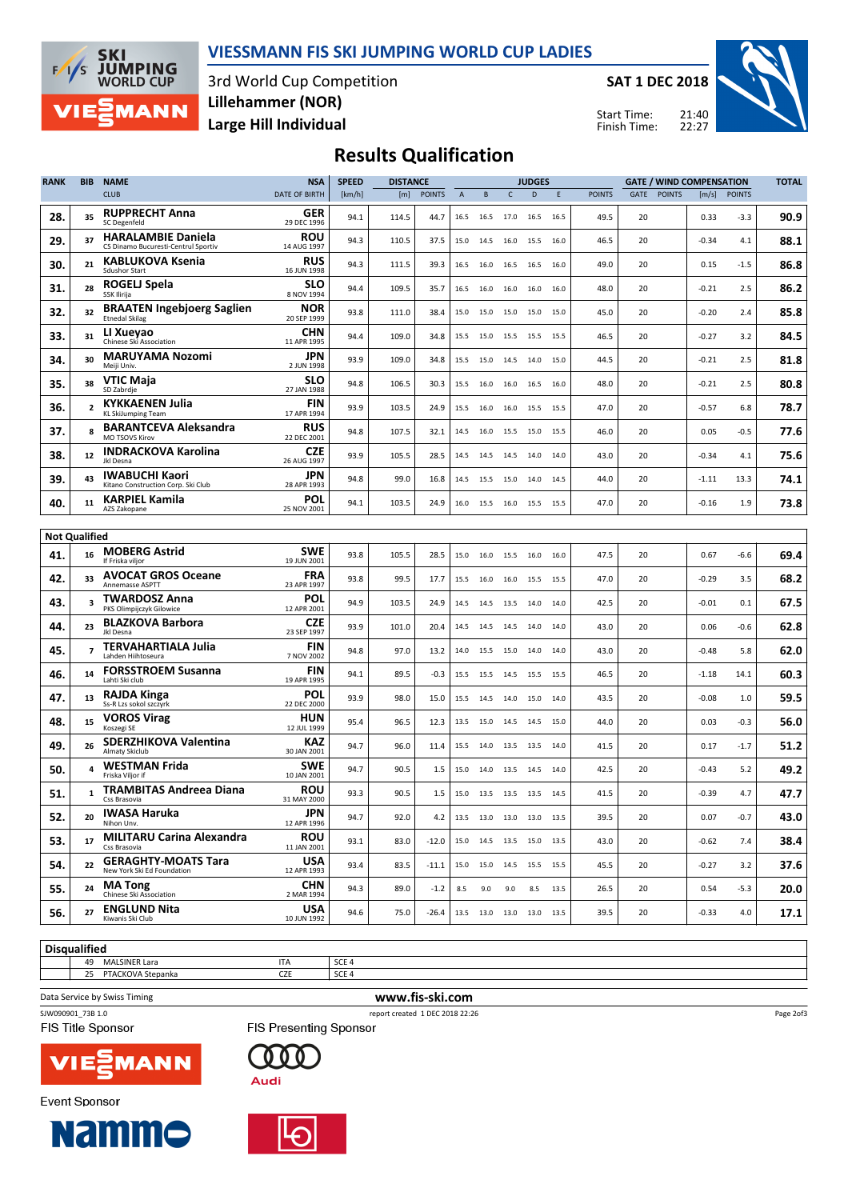# VIESSMANN FIS SKI JUMPING WORLD CUP LADIES

3rd World Cup Competition
**Lillehammer (NOR)**
**Large Hill Individual**

**SAT 1 DEC 2018**

Start Time: 21:40
Finish Time: 22:27

## Results Qualification

| RANK | BIB | NAME / CLUB | NSA / DATE OF BIRTH | SPEED [km/h] | DISTANCE [m] | DISTANCE POINTS | A | B | C | D | E | JUDGES POINTS | GATE | GATE POINTS | WIND [m/s] | WIND POINTS | TOTAL |
|---|---|---|---|---|---|---|---|---|---|---|---|---|---|---|---|---|---|
| 28. | 35 | **RUPPRECHT Anna** SC Degenfeld | **GER** 29 DEC 1996 | 94.1 | 114.5 | 44.7 | 16.5 | 16.5 | 17.0 | 16.5 | 16.5 | 49.5 | 20 | | 0.33 | -3.3 | **90.9** |
| 29. | 37 | **HARALAMBIE Daniela** CS Dinamo Bucuresti-Centrul Sportiv | **ROU** 14 AUG 1997 | 94.3 | 110.5 | 37.5 | 15.0 | 14.5 | 16.0 | 15.5 | 16.0 | 46.5 | 20 | | -0.34 | 4.1 | **88.1** |
| 30. | 21 | **KABLUKOVA Ksenia** Sdushor Start | **RUS** 16 JUN 1998 | 94.3 | 111.5 | 39.3 | 16.5 | 16.0 | 16.5 | 16.5 | 16.0 | 49.0 | 20 | | 0.15 | -1.5 | **86.8** |
| 31. | 28 | **ROGELJ Spela** SSK Ilirija | **SLO** 8 NOV 1994 | 94.4 | 109.5 | 35.7 | 16.5 | 16.0 | 16.0 | 16.0 | 16.0 | 48.0 | 20 | | -0.21 | 2.5 | **86.2** |
| 32. | 32 | **BRAATEN Ingebjoerg Saglien** Etnedal Skilag | **NOR** 20 SEP 1999 | 93.8 | 111.0 | 38.4 | 15.0 | 15.0 | 15.0 | 15.0 | 15.0 | 45.0 | 20 | | -0.20 | 2.4 | **85.8** |
| 33. | 31 | **LI Xueyao** Chinese Ski Association | **CHN** 11 APR 1995 | 94.4 | 109.0 | 34.8 | 15.5 | 15.0 | 15.5 | 15.5 | 15.5 | 46.5 | 20 | | -0.27 | 3.2 | **84.5** |
| 34. | 30 | **MARUYAMA Nozomi** Meiji Univ. | **JPN** 2 JUN 1998 | 93.9 | 109.0 | 34.8 | 15.5 | 15.0 | 14.5 | 14.0 | 15.0 | 44.5 | 20 | | -0.21 | 2.5 | **81.8** |
| 35. | 38 | **VTIC Maja** SD Zabrdje | **SLO** 27 JAN 1988 | 94.8 | 106.5 | 30.3 | 15.5 | 16.0 | 16.0 | 16.5 | 16.0 | 48.0 | 20 | | -0.21 | 2.5 | **80.8** |
| 36. | 2 | **KYKKAENEN Julia** KL SkiJumping Team | **FIN** 17 APR 1994 | 93.9 | 103.5 | 24.9 | 15.5 | 16.0 | 16.0 | 15.5 | 15.5 | 47.0 | 20 | | -0.57 | 6.8 | **78.7** |
| 37. | 8 | **BARANTCEVA Aleksandra** MO TSOVS Kirov | **RUS** 22 DEC 2001 | 94.8 | 107.5 | 32.1 | 14.5 | 16.0 | 15.5 | 15.0 | 15.5 | 46.0 | 20 | | 0.05 | -0.5 | **77.6** |
| 38. | 12 | **INDRACKOVA Karolina** Jkl Desna | **CZE** 26 AUG 1997 | 93.9 | 105.5 | 28.5 | 14.5 | 14.5 | 14.5 | 14.0 | 14.0 | 43.0 | 20 | | -0.34 | 4.1 | **75.6** |
| 39. | 43 | **IWABUCHI Kaori** Kitano Construction Corp. Ski Club | **JPN** 28 APR 1993 | 94.8 | 99.0 | 16.8 | 14.5 | 15.5 | 15.0 | 14.0 | 14.5 | 44.0 | 20 | | -1.11 | 13.3 | **74.1** |
| 40. | 11 | **KARPIEL Kamila** AZS Zakopane | **POL** 25 NOV 2001 | 94.1 | 103.5 | 24.9 | 16.0 | 15.5 | 16.0 | 15.5 | 15.5 | 47.0 | 20 | | -0.16 | 1.9 | **73.8** |
| **Not Qualified** | | | | | | | | | | | | | | | | | |
| 41. | 16 | **MOBERG Astrid** If Friska viljor | **SWE** 19 JUN 2001 | 93.8 | 105.5 | 28.5 | 15.0 | 16.0 | 15.5 | 16.0 | 16.0 | 47.5 | 20 | | 0.67 | -6.6 | **69.4** |
| 42. | 33 | **AVOCAT GROS Oceane** Annemasse ASPTT | **FRA** 23 APR 1997 | 93.8 | 99.5 | 17.7 | 15.5 | 16.0 | 16.0 | 15.5 | 15.5 | 47.0 | 20 | | -0.29 | 3.5 | **68.2** |
| 43. | 3 | **TWARDOSZ Anna** PKS Olimpijczyk Gilowice | **POL** 12 APR 2001 | 94.9 | 103.5 | 24.9 | 14.5 | 14.5 | 13.5 | 14.0 | 14.0 | 42.5 | 20 | | -0.01 | 0.1 | **67.5** |
| 44. | 23 | **BLAZKOVA Barbora** Jkl Desna | **CZE** 23 SEP 1997 | 93.9 | 101.0 | 20.4 | 14.5 | 14.5 | 14.5 | 14.0 | 14.0 | 43.0 | 20 | | 0.06 | -0.6 | **62.8** |
| 45. | 7 | **TERVAHARTIALA Julia** Lahden Hiihtoseura | **FIN** 7 NOV 2002 | 94.8 | 97.0 | 13.2 | 14.0 | 15.5 | 15.0 | 14.0 | 14.0 | 43.0 | 20 | | -0.48 | 5.8 | **62.0** |
| 46. | 14 | **FORSSTROEM Susanna** Lahti Ski club | **FIN** 19 APR 1995 | 94.1 | 89.5 | -0.3 | 15.5 | 15.5 | 14.5 | 15.5 | 15.5 | 46.5 | 20 | | -1.18 | 14.1 | **60.3** |
| 47. | 13 | **RAJDA Kinga** Ss-R Lzs sokol szczyrk | **POL** 22 DEC 2000 | 93.9 | 98.0 | 15.0 | 15.5 | 14.5 | 14.0 | 15.0 | 14.0 | 43.5 | 20 | | -0.08 | 1.0 | **59.5** |
| 48. | 15 | **VOROS Virag** Koszegi SE | **HUN** 12 JUL 1999 | 95.4 | 96.5 | 12.3 | 13.5 | 15.0 | 14.5 | 14.5 | 15.0 | 44.0 | 20 | | 0.03 | -0.3 | **56.0** |
| 49. | 26 | **SDERZHIKOVA Valentina** Almaty Skiclub | **KAZ** 30 JAN 2001 | 94.7 | 96.0 | 11.4 | 15.5 | 14.0 | 13.5 | 13.5 | 14.0 | 41.5 | 20 | | 0.17 | -1.7 | **51.2** |
| 50. | 4 | **WESTMAN Frida** Friska Viljor if | **SWE** 10 JAN 2001 | 94.7 | 90.5 | 1.5 | 15.0 | 14.0 | 13.5 | 14.5 | 14.0 | 42.5 | 20 | | -0.43 | 5.2 | **49.2** |
| 51. | 1 | **TRAMBITAS Andreea Diana** Css Brasovia | **ROU** 31 MAY 2000 | 93.3 | 90.5 | 1.5 | 15.0 | 13.5 | 13.5 | 13.5 | 14.5 | 41.5 | 20 | | -0.39 | 4.7 | **47.7** |
| 52. | 20 | **IWASA Haruka** Nihon Unv. | **JPN** 12 APR 1996 | 94.7 | 92.0 | 4.2 | 13.5 | 13.0 | 13.0 | 13.0 | 13.5 | 39.5 | 20 | | 0.07 | -0.7 | **43.0** |
| 53. | 17 | **MILITARU Carina Alexandra** Css Brasovia | **ROU** 11 JAN 2001 | 93.1 | 83.0 | -12.0 | 15.0 | 14.5 | 13.5 | 15.0 | 13.5 | 43.0 | 20 | | -0.62 | 7.4 | **38.4** |
| 54. | 22 | **GERAGHTY-MOATS Tara** New York Ski Ed Foundation | **USA** 12 APR 1993 | 93.4 | 83.5 | -11.1 | 15.0 | 15.0 | 14.5 | 15.5 | 15.5 | 45.5 | 20 | | -0.27 | 3.2 | **37.6** |
| 55. | 24 | **MA Tong** Chinese Ski Association | **CHN** 2 MAR 1994 | 94.3 | 89.0 | -1.2 | 8.5 | 9.0 | 9.0 | 8.5 | 13.5 | 26.5 | 20 | | 0.54 | -5.3 | **20.0** |
| 56. | 27 | **ENGLUND Nita** Kiwanis Ski Club | **USA** 10 JUN 1992 | 94.6 | 75.0 | -26.4 | 13.5 | 13.0 | 13.0 | 13.0 | 13.5 | 39.5 | 20 | | -0.33 | 4.0 | **17.1** |

**Disqualified**

| BIB | NAME | NSA | Reason |
|---|---|---|---|
| 49 | MALSINER Lara | ITA | SCE 4 |
| 25 | PTACKOVA Stepanka | CZE | SCE 4 |

Data Service by Swiss Timing — www.fis-ski.com

SJW090901_73B 1.0 — report created 1 DEC 2018 22:26

FIS Title Sponsor: VIESSMANN — FIS Presenting Sponsor: Audi — Event Sponsor: Nammo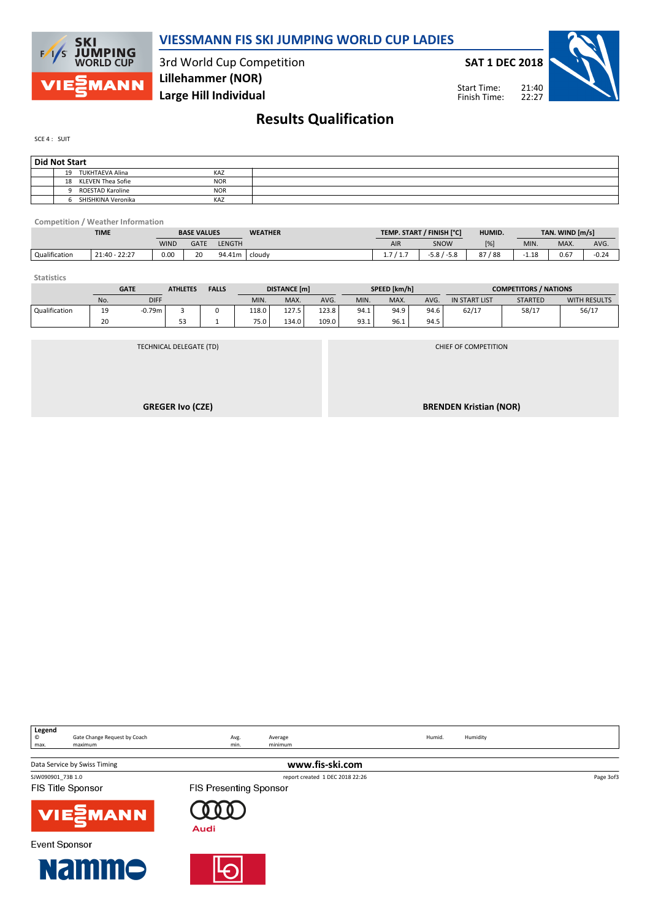# VIESSMANN FIS SKI JUMPING WORLD CUP LADIES

3rd World Cup Competition
**Lillehammer (NOR)**
**Large Hill Individual**

**SAT 1 DEC 2018**

Start Time: 21:40
Finish Time: 22:27

## Results Qualification

SCE 4 : SUIT

| Did Not Start | | | |
|---|---|---|---|
| 19 | TUKHTAEVA Alina | KAZ | |
| 18 | KLEVEN Thea Sofie | NOR | |
| 9 | ROESTAD Karoline | NOR | |
| 6 | SHISHKINA Veronika | KAZ | |

**Competition / Weather Information**

| | TIME | BASE VALUES | | | WEATHER | TEMP. START / FINISH [°C] | | HUMID. | TAN. WIND [m/s] | | |
|---|---|---|---|---|---|---|---|---|---|---|---|
| | | WIND | GATE | LENGTH | | AIR | SNOW | [%] | MIN. | MAX. | AVG. |
| Qualification | 21:40 - 22:27 | 0.00 | 20 | 94.41m | cloudy | 1.7 / 1.7 | -5.8 / -5.8 | 87 / 88 | -1.18 | 0.67 | -0.24 |

**Statistics**

| | GATE | | ATHLETES | FALLS | DISTANCE [m] | | | SPEED [km/h] | | | COMPETITORS / NATIONS | | |
|---|---|---|---|---|---|---|---|---|---|---|---|---|---|
| | No. | DIFF | | | MIN. | MAX. | AVG. | MIN. | MAX. | AVG. | IN START LIST | STARTED | WITH RESULTS |
| Qualification | 19 | -0.79m | 3 | 0 | 118.0 | 127.5 | 123.8 | 94.1 | 94.9 | 94.6 | 62/17 | 58/17 | 56/17 |
| | 20 | | 53 | 1 | 75.0 | 134.0 | 109.0 | 93.1 | 96.1 | 94.5 | | | |

| TECHNICAL DELEGATE (TD) | CHIEF OF COMPETITION |
|---|---|
| **GREGER Ivo (CZE)** | **BRENDEN Kristian (NOR)** |

**Legend**

| | | | | | |
|---|---|---|---|---|---|
| © | Gate Change Request by Coach | Avg. | Average | Humid. | Humidity |
| max. | maximum | min. | minimum | | |

Data Service by Swiss Timing

www.fis-ski.com

SJW090901_73B 1.0

report created 1 DEC 2018 22:26

FIS Title Sponsor

FIS Presenting Sponsor

Event Sponsor